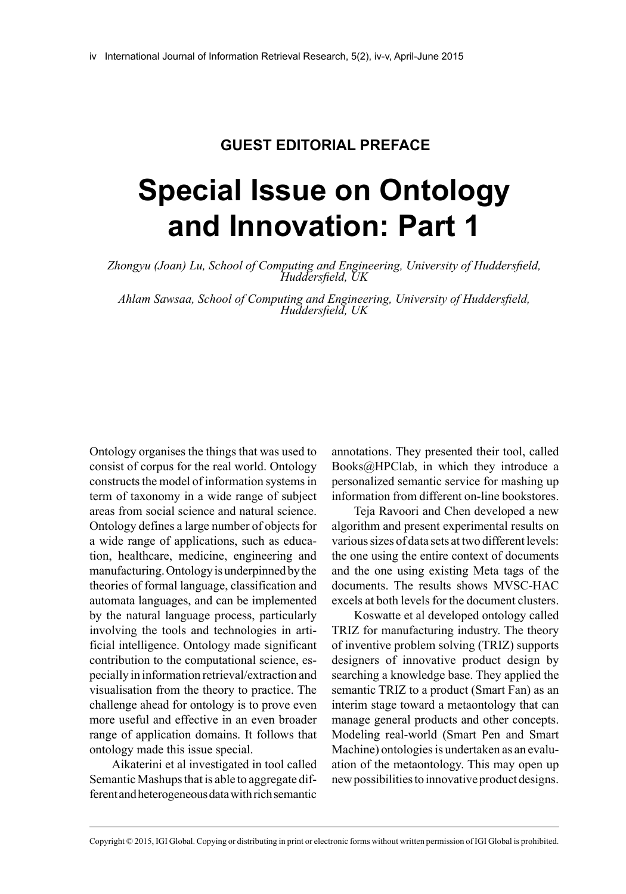**GUEST EDITORIAL PREFACE**

# Special Issue on Ontology and Innovation: Part 1

*Zhongyu (Joan) Lu, School of Computing and Engineering, University of Huddersfield, Huddersfield, UK*

*Ahlam Sawsaa, School of Computing and Engineering, University of Huddersfield, Huddersfield, UK*

Ontology organises the things that was used to consist of corpus for the real world. Ontology constructs the model of information systems in term of taxonomy in a wide range of subject areas from social science and natural science. Ontology defines a large number of objects for a wide range of applications, such as education, healthcare, medicine, engineering and manufacturing. Ontology is underpinned by the theories of formal language, classification and automata languages, and can be implemented by the natural language process, particularly involving the tools and technologies in artificial intelligence. Ontology made significant contribution to the computational science, especially in information retrieval/extraction and visualisation from the theory to practice. The challenge ahead for ontology is to prove even more useful and effective in an even broader range of application domains. It follows that ontology made this issue special.

Aikaterini et al investigated in tool called Semantic Mashups that is able to aggregate different and heterogeneous data with rich semantic annotations. They presented their tool, called Books@HPClab, in which they introduce a personalized semantic service for mashing up information from different on-line bookstores.

Teja Ravoori and Chen developed a new algorithm and present experimental results on various sizes of data sets at two different levels: the one using the entire context of documents and the one using existing Meta tags of the documents. The results shows MVSC-HAC excels at both levels for the document clusters.

Koswatte et al developed ontology called TRIZ for manufacturing industry. The theory of inventive problem solving (TRIZ) supports designers of innovative product design by searching a knowledge base. They applied the semantic TRIZ to a product (Smart Fan) as an interim stage toward a metaontology that can manage general products and other concepts. Modeling real-world (Smart Pen and Smart Machine) ontologies is undertaken as an evaluation of the metaontology. This may open up new possibilities to innovative product designs.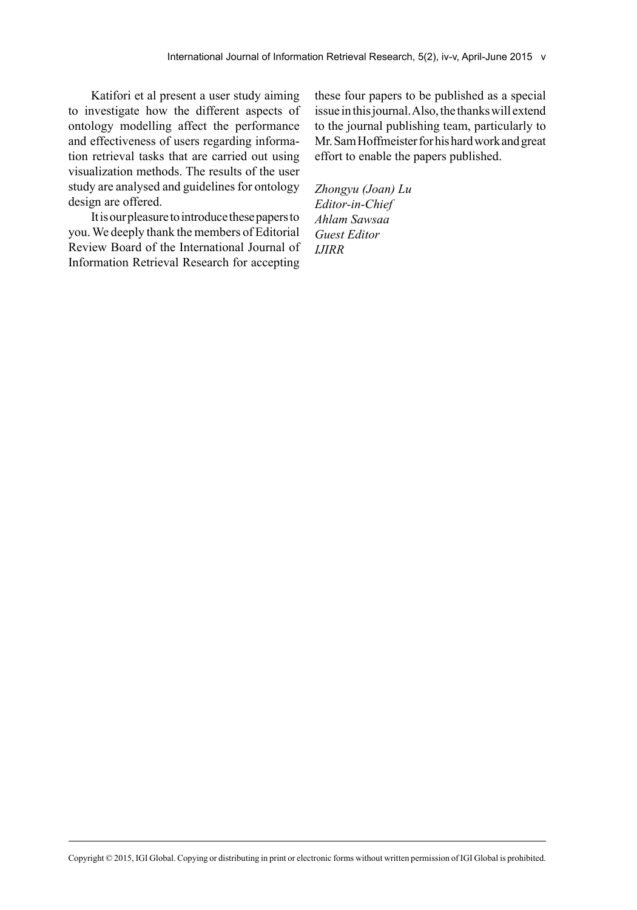Katifori et al present a user study aiming to investigate how the different aspects of ontology modelling affect the performance and effectiveness of users regarding information retrieval tasks that are carried out using visualization methods. The results of the user study are analysed and guidelines for ontology design are offered.

It is our pleasure to introduce these papers to you. We deeply thank the members of Editorial Review Board of the International Journal of Information Retrieval Research for accepting these four papers to be published as a special issue in this journal. Also, the thanks will extend to the journal publishing team, particularly to Mr. Sam Hoffmeister for his hard work and great effort to enable the papers published.

*Zhongyu (Joan) Lu*
*Editor-in-Chief*
*Ahlam Sawsaa*
*Guest Editor*
*IJIRR*